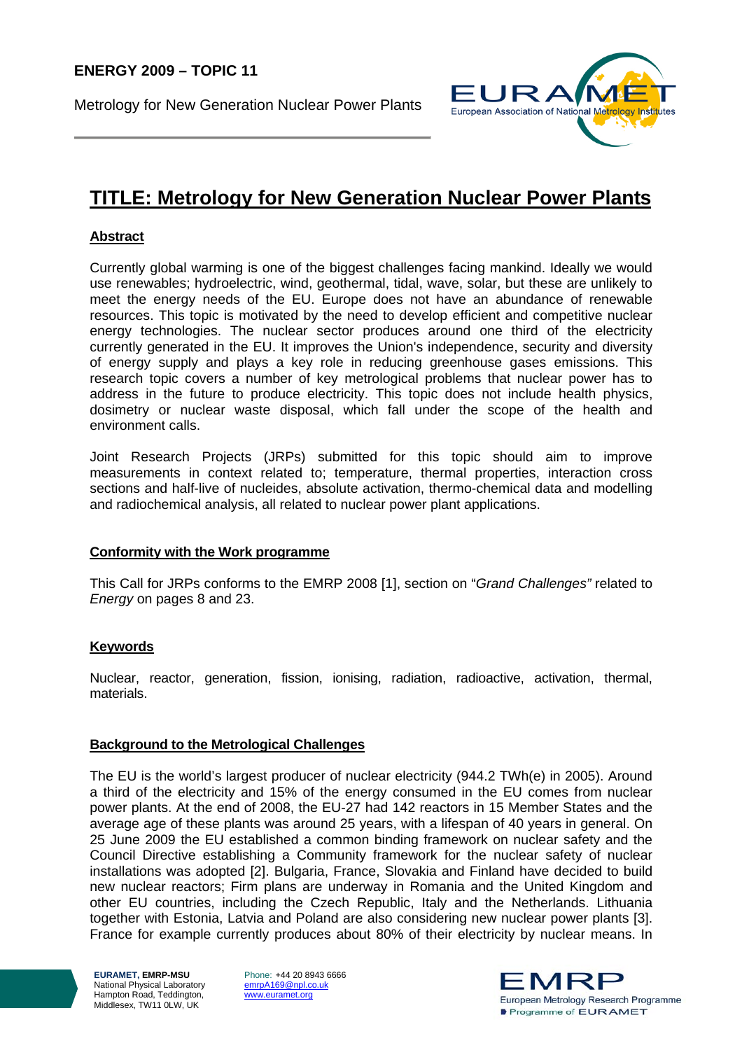**ENERGY 2009 – TOPIC 11**

Metrology for New Generation Nuclear Power Plants

# TITLE: Metrology for New Generation Nuclear Power Plants

## Abstract

Currently global warming is one of the biggest challenges facing mankind. Ideally we would use renewables; hydroelectric, wind, geothermal, tidal, wave, solar, but these are unlikely to meet the energy needs of the EU. Europe does not have an abundance of renewable resources. This topic is motivated by the need to develop efficient and competitive nuclear energy technologies. The nuclear sector produces around one third of the electricity currently generated in the EU. It improves the Union's independence, security and diversity of energy supply and plays a key role in reducing greenhouse gases emissions. This research topic covers a number of key metrological problems that nuclear power has to address in the future to produce electricity. This topic does not include health physics, dosimetry or nuclear waste disposal, which fall under the scope of the health and environment calls.

Joint Research Projects (JRPs) submitted for this topic should aim to improve measurements in context related to; temperature, thermal properties, interaction cross sections and half-live of nucleides, absolute activation, thermo-chemical data and modelling and radiochemical analysis, all related to nuclear power plant applications.

## Conformity with the Work programme

This Call for JRPs conforms to the EMRP 2008 [1], section on "*Grand Challenges"* related to *Energy* on pages 8 and 23.

## Keywords

Nuclear, reactor, generation, fission, ionising, radiation, radioactive, activation, thermal, materials.

## Background to the Metrological Challenges

The EU is the world's largest producer of nuclear electricity (944.2 TWh(e) in 2005). Around a third of the electricity and 15% of the energy consumed in the EU comes from nuclear power plants. At the end of 2008, the EU-27 had 142 reactors in 15 Member States and the average age of these plants was around 25 years, with a lifespan of 40 years in general. On 25 June 2009 the EU established a common binding framework on nuclear safety and the Council Directive establishing a Community framework for the nuclear safety of nuclear installations was adopted [2]. Bulgaria, France, Slovakia and Finland have decided to build new nuclear reactors; Firm plans are underway in Romania and the United Kingdom and other EU countries, including the Czech Republic, Italy and the Netherlands. Lithuania together with Estonia, Latvia and Poland are also considering new nuclear power plants [3]. France for example currently produces about 80% of their electricity by nuclear means. In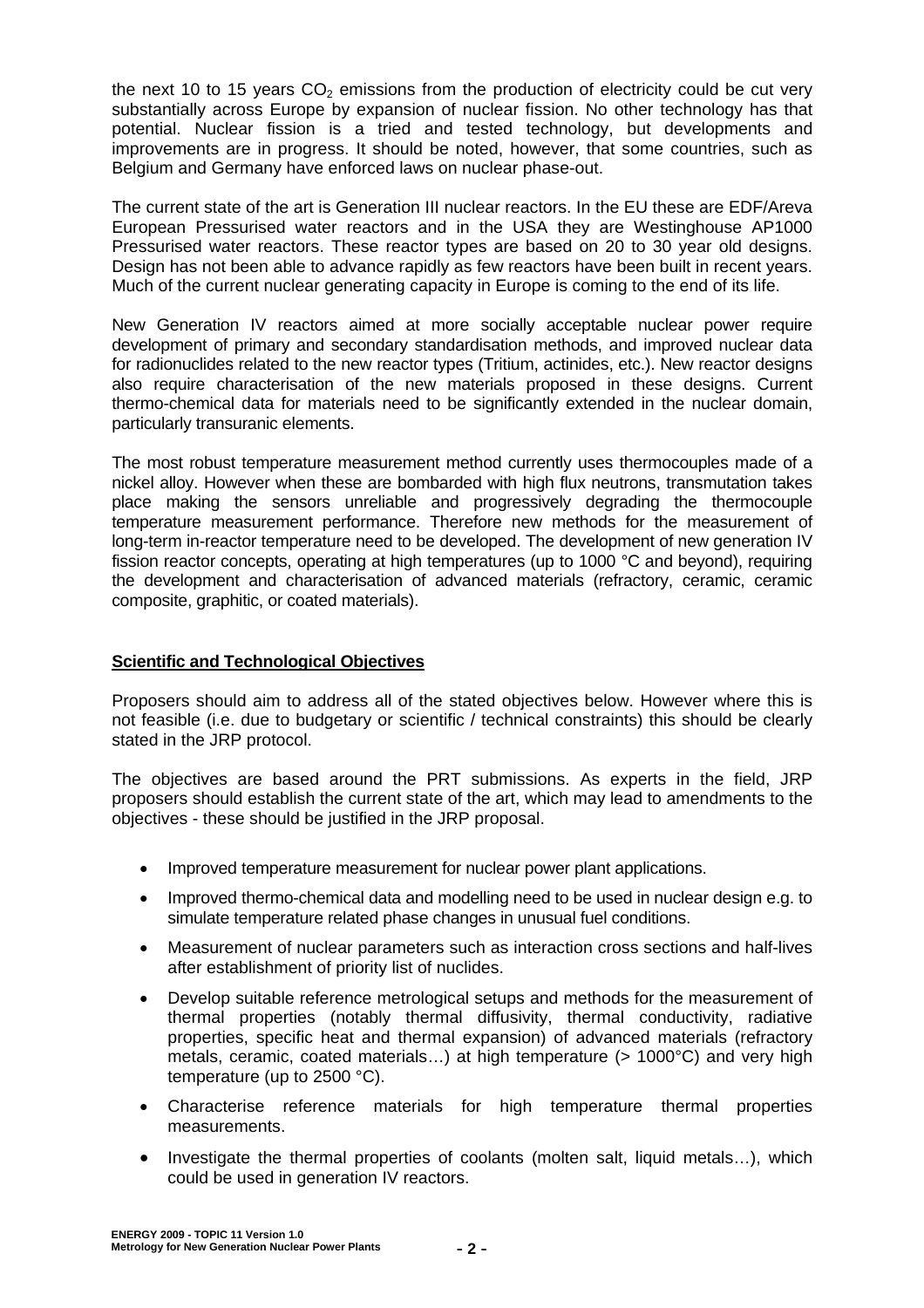the next 10 to 15 years $CO_2$ emissions from the production of electricity could be cut very substantially across Europe by expansion of nuclear fission. No other technology has that potential. Nuclear fission is a tried and tested technology, but developments and improvements are in progress. It should be noted, however, that some countries, such as Belgium and Germany have enforced laws on nuclear phase-out.

The current state of the art is Generation III nuclear reactors. In the EU these are EDF/Areva European Pressurised water reactors and in the USA they are Westinghouse AP1000 Pressurised water reactors. These reactor types are based on 20 to 30 year old designs. Design has not been able to advance rapidly as few reactors have been built in recent years. Much of the current nuclear generating capacity in Europe is coming to the end of its life.

New Generation IV reactors aimed at more socially acceptable nuclear power require development of primary and secondary standardisation methods, and improved nuclear data for radionuclides related to the new reactor types (Tritium, actinides, etc.). New reactor designs also require characterisation of the new materials proposed in these designs. Current thermo-chemical data for materials need to be significantly extended in the nuclear domain, particularly transuranic elements.

The most robust temperature measurement method currently uses thermocouples made of a nickel alloy. However when these are bombarded with high flux neutrons, transmutation takes place making the sensors unreliable and progressively degrading the thermocouple temperature measurement performance. Therefore new methods for the measurement of long-term in-reactor temperature need to be developed. The development of new generation IV fission reactor concepts, operating at high temperatures (up to 1000 °C and beyond), requiring the development and characterisation of advanced materials (refractory, ceramic, ceramic composite, graphitic, or coated materials).

## Scientific and Technological Objectives

Proposers should aim to address all of the stated objectives below. However where this is not feasible (i.e. due to budgetary or scientific / technical constraints) this should be clearly stated in the JRP protocol.

The objectives are based around the PRT submissions. As experts in the field, JRP proposers should establish the current state of the art, which may lead to amendments to the objectives - these should be justified in the JRP proposal.

- Improved temperature measurement for nuclear power plant applications.
- Improved thermo-chemical data and modelling need to be used in nuclear design e.g. to simulate temperature related phase changes in unusual fuel conditions.
- Measurement of nuclear parameters such as interaction cross sections and half-lives after establishment of priority list of nuclides.
- Develop suitable reference metrological setups and methods for the measurement of thermal properties (notably thermal diffusivity, thermal conductivity, radiative properties, specific heat and thermal expansion) of advanced materials (refractory metals, ceramic, coated materials…) at high temperature (> 1000°C) and very high temperature (up to 2500 °C).
- Characterise reference materials for high temperature thermal properties measurements.
- Investigate the thermal properties of coolants (molten salt, liquid metals…), which could be used in generation IV reactors.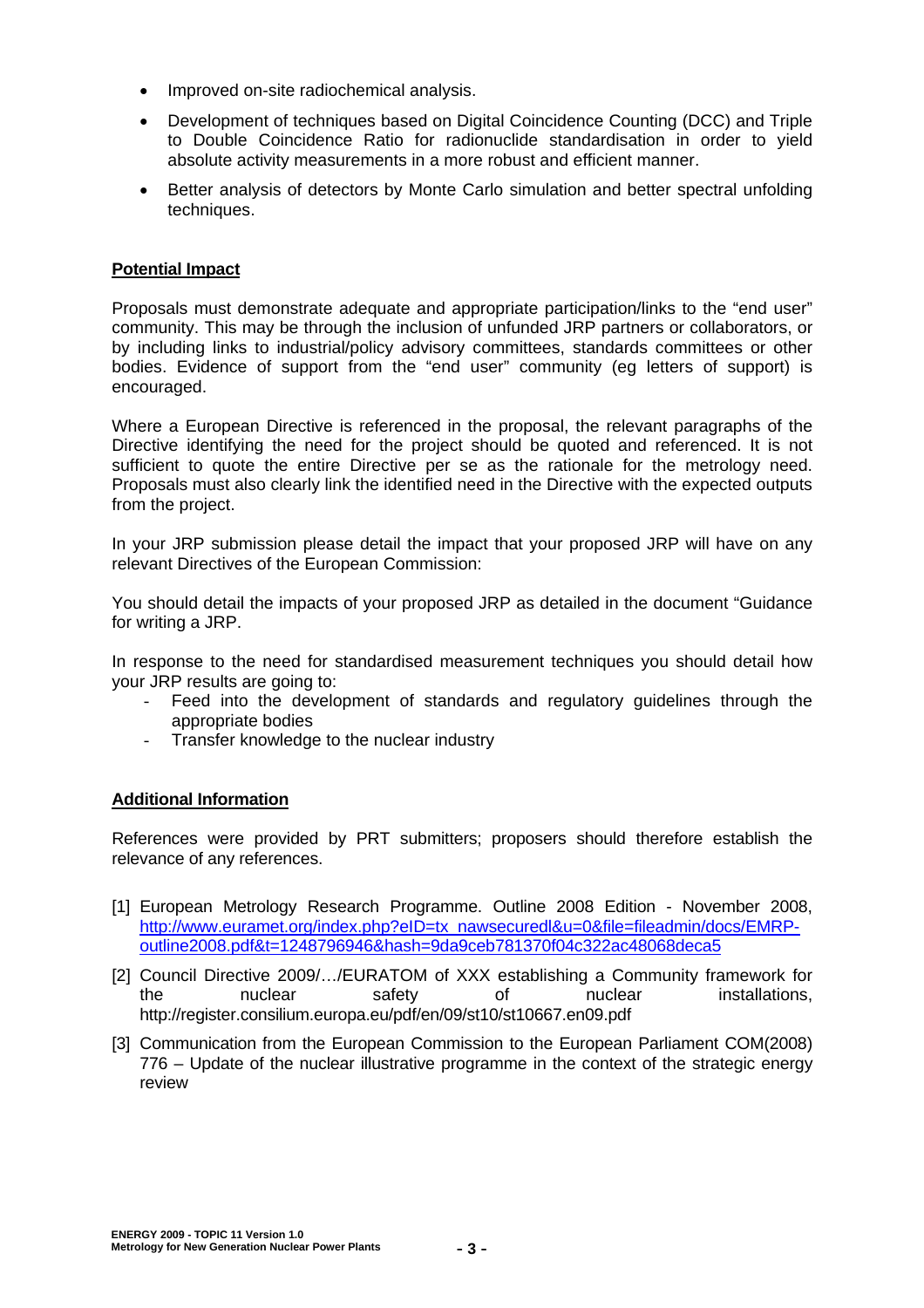- Improved on-site radiochemical analysis.
- Development of techniques based on Digital Coincidence Counting (DCC) and Triple to Double Coincidence Ratio for radionuclide standardisation in order to yield absolute activity measurements in a more robust and efficient manner.
- Better analysis of detectors by Monte Carlo simulation and better spectral unfolding techniques.

**Potential Impact**

Proposals must demonstrate adequate and appropriate participation/links to the "end user" community. This may be through the inclusion of unfunded JRP partners or collaborators, or by including links to industrial/policy advisory committees, standards committees or other bodies. Evidence of support from the "end user" community (eg letters of support) is encouraged.

Where a European Directive is referenced in the proposal, the relevant paragraphs of the Directive identifying the need for the project should be quoted and referenced. It is not sufficient to quote the entire Directive per se as the rationale for the metrology need. Proposals must also clearly link the identified need in the Directive with the expected outputs from the project.

In your JRP submission please detail the impact that your proposed JRP will have on any relevant Directives of the European Commission:

You should detail the impacts of your proposed JRP as detailed in the document "Guidance for writing a JRP.

In response to the need for standardised measurement techniques you should detail how your JRP results are going to:

- Feed into the development of standards and regulatory guidelines through the appropriate bodies
- Transfer knowledge to the nuclear industry

**Additional Information**

References were provided by PRT submitters; proposers should therefore establish the relevance of any references.

[1] European Metrology Research Programme. Outline 2008 Edition - November 2008, http://www.euramet.org/index.php?eID=tx_nawsecuredl&u=0&file=fileadmin/docs/EMRP-outline2008.pdf&t=1248796946&hash=9da9ceb781370f04c322ac48068deca5

[2] Council Directive 2009/…/EURATOM of XXX establishing a Community framework for the nuclear safety of nuclear installations, http://register.consilium.europa.eu/pdf/en/09/st10/st10667.en09.pdf

[3] Communication from the European Commission to the European Parliament COM(2008) 776 – Update of the nuclear illustrative programme in the context of the strategic energy review